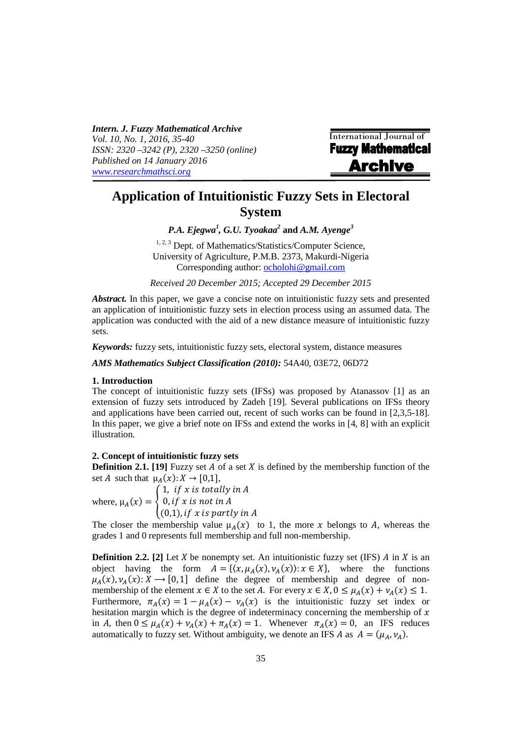*Intern. J. Fuzzy Mathematical Archive*
*Vol. 10, No. 1, 2016, 35-40*
*ISSN: 2320 –3242 (P), 2320 –3250 (online)*
*Published on 14 January 2016*
*www.researchmathsci.org*

International Journal of **Fuzzy Mathematical Archive**

# Application of Intuitionistic Fuzzy Sets in Electoral System

***P.A. Ejegwa[1], G.U. Tyoakaa[2]*** **and** ***A.M. Ayenge[3]***

[1, 2, 3] Dept. of Mathematics/Statistics/Computer Science, University of Agriculture, P.M.B. 2373, Makurdi-Nigeria
Corresponding author: ocholohi@gmail.com

*Received 20 December 2015; Accepted 29 December 2015*

***Abstract.*** In this paper, we gave a concise note on intuitionistic fuzzy sets and presented an application of intuitionistic fuzzy sets in election process using an assumed data. The application was conducted with the aid of a new distance measure of intuitionistic fuzzy sets.

***Keywords:*** fuzzy sets, intuitionistic fuzzy sets, electoral system, distance measures

***AMS Mathematics Subject Classification (2010):*** 54A40, 03E72, 06D72

## 1. Introduction

The concept of intuitionistic fuzzy sets (IFSs) was proposed by Atanassov [1] as an extension of fuzzy sets introduced by Zadeh [19]. Several publications on IFSs theory and applications have been carried out, recent of such works can be found in [2,3,5-18]. In this paper, we give a brief note on IFSs and extend the works in [4, 8] with an explicit illustration.

## 2. Concept of intuitionistic fuzzy sets

**Definition 2.1. [19]** Fuzzy set $A$ of a set $X$ is defined by the membership function of the set $A$ such that $\mu_A(x): X \to [0,1]$,

where, $\mu_A(x) = \begin{cases} 1, \; if\ x\ is\ totally\ in\ A \\ 0, if\ x\ is\ not\ in\ A \\ (0,1), if\ x\ is\ partly\ in\ A \end{cases}$

The closer the membership value $\mu_A(x)$ to 1, the more $x$ belongs to $A$, whereas the grades 1 and 0 represents full membership and full non-membership.

**Definition 2.2. [2]** Let $X$ be nonempty set. An intuitionistic fuzzy set (IFS) $A$ in $X$ is an object having the form $A = \{\langle x, \mu_A(x), \nu_A(x)\rangle : x \in X\}$, where the functions $\mu_A(x), \nu_A(x): X \longrightarrow [0,1]$ define the degree of membership and degree of non-membership of the element $x \in X$ to the set $A$. For every $x \in X, 0 \le \mu_A(x) + \nu_A(x) \le 1$. Furthermore, $\pi_A(x) = 1 - \mu_A(x) - \nu_A(x)$ is the intuitionistic fuzzy set index or hesitation margin which is the degree of indeterminacy concerning the membership of $x$ in $A$, then $0 \le \mu_A(x) + \nu_A(x) + \pi_A(x) = 1$. Whenever $\pi_A(x) = 0$, an IFS reduces automatically to fuzzy set. Without ambiguity, we denote an IFS $A$ as $A = (\mu_A, \nu_A)$.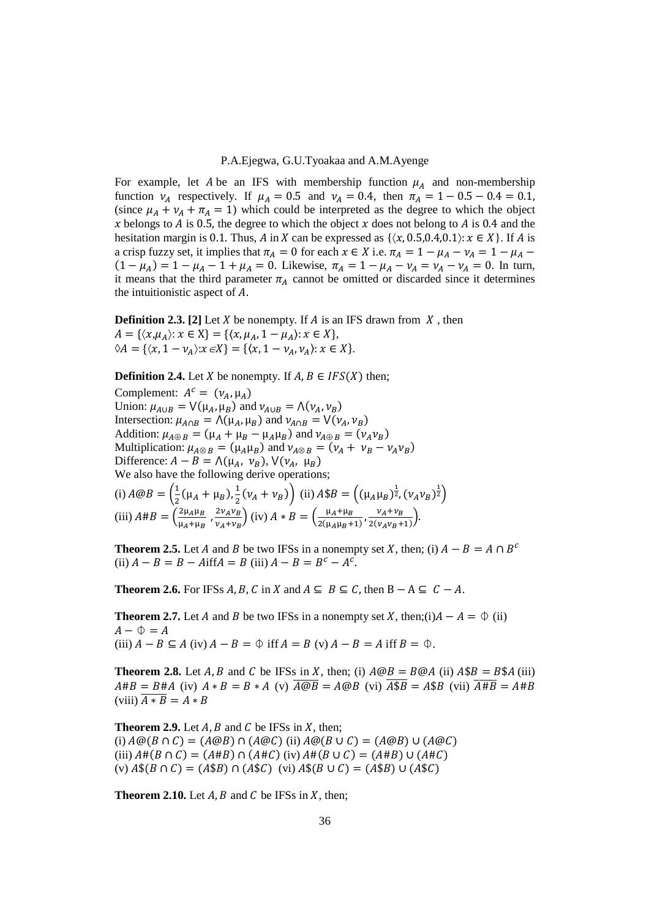For example, let $A$ be an IFS with membership function $\mu_A$ and non-membership function $\nu_A$ respectively. If $\mu_A = 0.5$ and $\nu_A = 0.4$, then $\pi_A = 1 - 0.5 - 0.4 = 0.1$, (since $\mu_A + \nu_A + \pi_A = 1$) which could be interpreted as the degree to which the object $x$ belongs to $A$ is 0.5, the degree to which the object $x$ does not belong to $A$ is 0.4 and the hesitation margin is 0.1. Thus, $A$ in $X$ can be expressed as $\{\langle x, 0.5, 0.4, 0.1\rangle : x \in X\}$. If $A$ is a crisp fuzzy set, it implies that $\pi_A = 0$ for each $x \in X$ i.e. $\pi_A = 1 - \mu_A - \nu_A = 1 - \mu_A - (1 - \mu_A) = 1 - \mu_A - 1 + \mu_A = 0$. Likewise, $\pi_A = 1 - \mu_A - \nu_A = \nu_A - \nu_A = 0$. In turn, it means that the third parameter $\pi_A$ cannot be omitted or discarded since it determines the intuitionistic aspect of $A$.

**Definition 2.3. [2]** Let $X$ be nonempty. If $A$ is an IFS drawn from $X$ , then
$A = \{\langle x, \mu_A\rangle : x \in X\} = \{\langle x, \mu_A, 1 - \mu_A\rangle : x \in X\}$,
$\Diamond A = \{\langle x, 1 - \nu_A\rangle : x \in X\} = \{\langle x, 1 - \nu_A, \nu_A\rangle : x \in X\}$.

**Definition 2.4.** Let $X$ be nonempty. If $A, B \in IFS(X)$ then;

Complement: $A^c = (\nu_A, \mu_A)$
Union: $\mu_{A\cup B} = \vee(\mu_A, \mu_B)$ and $\nu_{A\cup B} = \wedge(\nu_A, \nu_B)$
Intersection: $\mu_{A\cap B} = \wedge(\mu_A, \mu_B)$ and $\nu_{A\cap B} = \vee(\nu_A, \nu_B)$
Addition: $\mu_{A\oplus B} = (\mu_A + \mu_B - \mu_A\mu_B)$ and $\nu_{A\oplus B} = (\nu_A\nu_B)$
Multiplication: $\mu_{A\otimes B} = (\mu_A\mu_B)$ and $\nu_{A\otimes B} = (\nu_A + \nu_B - \nu_A\nu_B)$
Difference: $A - B = \wedge(\mu_A, \nu_B), \vee(\nu_A, \mu_B)$
We also have the following derive operations;

(i) $A@B = \left(\frac{1}{2}(\mu_A + \mu_B), \frac{1}{2}(\nu_A + \nu_B)\right)$ (ii) $A\$B = \left((\mu_A\mu_B)^{\frac{1}{2}}, (\nu_A\nu_B)^{\frac{1}{2}}\right)$
(iii) $A\#B = \left(\frac{2\mu_A\mu_B}{\mu_A + \mu_B}, \frac{2\nu_A\nu_B}{\nu_A + \nu_B}\right)$ (iv) $A * B = \left(\frac{\mu_A + \mu_B}{2(\mu_A\mu_B + 1)}, \frac{\nu_A + \nu_B}{2(\nu_A\nu_B + 1)}\right)$.

**Theorem 2.5.** Let $A$ and $B$ be two IFSs in a nonempty set $X$, then; (i) $A - B = A \cap B^c$ (ii) $A - B = B - A$ iff $A = B$ (iii) $A - B = B^c - A^c$.

**Theorem 2.6.** For IFSs $A, B, C$ in $X$ and $A \subseteq B \subseteq C$, then $B - A \subseteq C - A$.

**Theorem 2.7.** Let $A$ and $B$ be two IFSs in a nonempty set $X$, then;(i) $A - A = \Phi$ (ii) $A - \Phi = A$
(iii) $A - B \subseteq A$ (iv) $A - B = \Phi$ iff $A = B$ (v) $A - B = A$ iff $B = \Phi$.

**Theorem 2.8.** Let $A, B$ and $C$ be IFSs in $X$, then; (i) $A@B = B@A$ (ii) $A\$B = B\$A$ (iii) $A\#B = B\#A$ (iv) $A * B = B * A$ (v) $\overline{A@B} = A@B$ (vi) $\overline{A\$B} = A\$B$ (vii) $\overline{A\#B} = A\#B$ (viii) $\overline{A * B} = A * B$

**Theorem 2.9.** Let $A, B$ and $C$ be IFSs in $X$, then;
(i) $A@(B \cap C) = (A@B) \cap (A@C)$ (ii) $A@(B \cup C) = (A@B) \cup (A@C)$
(iii) $A\#(B \cap C) = (A\#B) \cap (A\#C)$ (iv) $A\#(B \cup C) = (A\#B) \cup (A\#C)$
(v) $A\$(B \cap C) = (A\$B) \cap (A\$C)$ (vi) $A\$(B \cup C) = (A\$B) \cup (A\$C)$

**Theorem 2.10.** Let $A, B$ and $C$ be IFSs in $X$, then;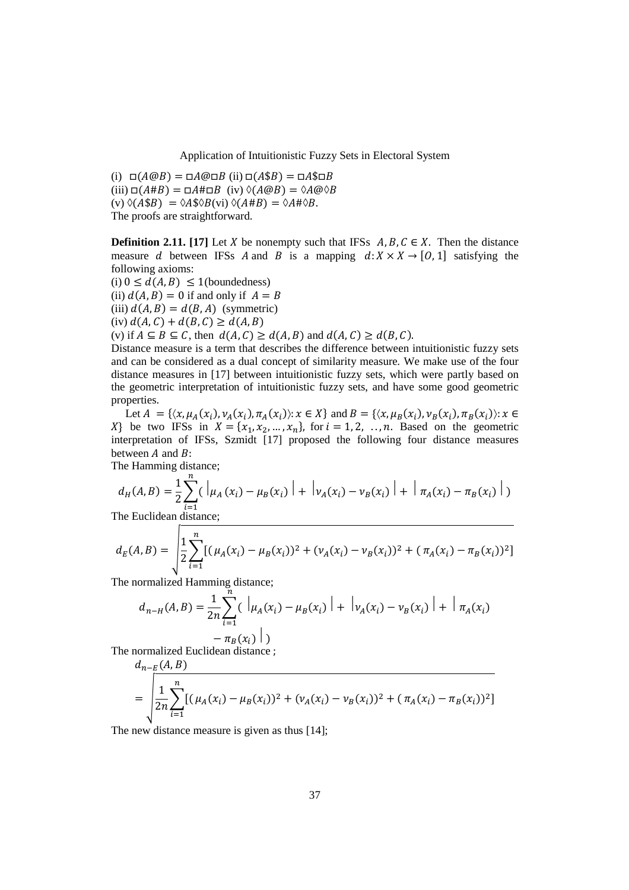(i) $\square(A@B) = \square A@\square B$ (ii) $\square(A\$B) = \square A\$\square B$
(iii) $\square(A\#B) = \square A\#\square B$ (iv) $\Diamond(A@B) = \Diamond A@\Diamond B$
(v) $\Diamond(A\$B) = \Diamond A\$\Diamond B$(vi) $\Diamond(A\#B) = \Diamond A\#\Diamond B$.
The proofs are straightforward.

**Definition 2.11. [17]** Let $X$ be nonempty such that IFSs $A, B, C \in X$. Then the distance measure $d$ between IFSs $A$ and $B$ is a mapping $d: X \times X \rightarrow [O, 1]$ satisfying the following axioms:
(i) $0 \leq d(A, B) \leq 1$(boundedness)
(ii) $d(A, B) = 0$ if and only if $A = B$
(iii) $d(A, B) = d(B, A)$ (symmetric)
(iv) $d(A, C) + d(B, C) \geq d(A, B)$
(v) if $A \subseteq B \subseteq C$, then $d(A, C) \geq d(A, B)$ and $d(A, C) \geq d(B, C)$.
Distance measure is a term that describes the difference between intuitionistic fuzzy sets and can be considered as a dual concept of similarity measure. We make use of the four distance measures in [17] between intuitionistic fuzzy sets, which were partly based on the geometric interpretation of intuitionistic fuzzy sets, and have some good geometric properties.

Let $A = \{\langle x, \mu_A(x_i), \nu_A(x_i), \pi_A(x_i)\rangle : x \in X\}$ and $B = \{\langle x, \mu_B(x_i), \nu_B(x_i), \pi_B(x_i)\rangle : x \in X\}$ be two IFSs in $X = \{x_1, x_2, \ldots, x_n\}$, for $i = 1, 2, \ldots, n$. Based on the geometric interpretation of IFSs, Szmidt [17] proposed the following four distance measures between $A$ and $B$:
The Hamming distance;

$$d_H(A, B) = \frac{1}{2}\sum_{i=1}^{n}\left( \left|\mu_A(x_i) - \mu_B(x_i)\right| + \left|\nu_A(x_i) - \nu_B(x_i)\right| + \left|\pi_A(x_i) - \pi_B(x_i)\right| \right)$$

The Euclidean distance;

$$d_E(A, B) = \sqrt{\frac{1}{2}\sum_{i=1}^{n}\left[(\mu_A(x_i) - \mu_B(x_i))^2 + (\nu_A(x_i) - \nu_B(x_i))^2 + (\pi_A(x_i) - \pi_B(x_i))^2\right]}$$

The normalized Hamming distance;

$$d_{n-H}(A, B) = \frac{1}{2n}\sum_{i=1}^{n}\left( \left|\mu_A(x_i) - \mu_B(x_i)\right| + \left|\nu_A(x_i) - \nu_B(x_i)\right| + \left|\pi_A(x_i) - \pi_B(x_i)\right| \right)$$

The normalized Euclidean distance ;

$$d_{n-E}(A, B) = \sqrt{\frac{1}{2n}\sum_{i=1}^{n}\left[(\mu_A(x_i) - \mu_B(x_i))^2 + (\nu_A(x_i) - \nu_B(x_i))^2 + (\pi_A(x_i) - \pi_B(x_i))^2\right]}$$

The new distance measure is given as thus [14];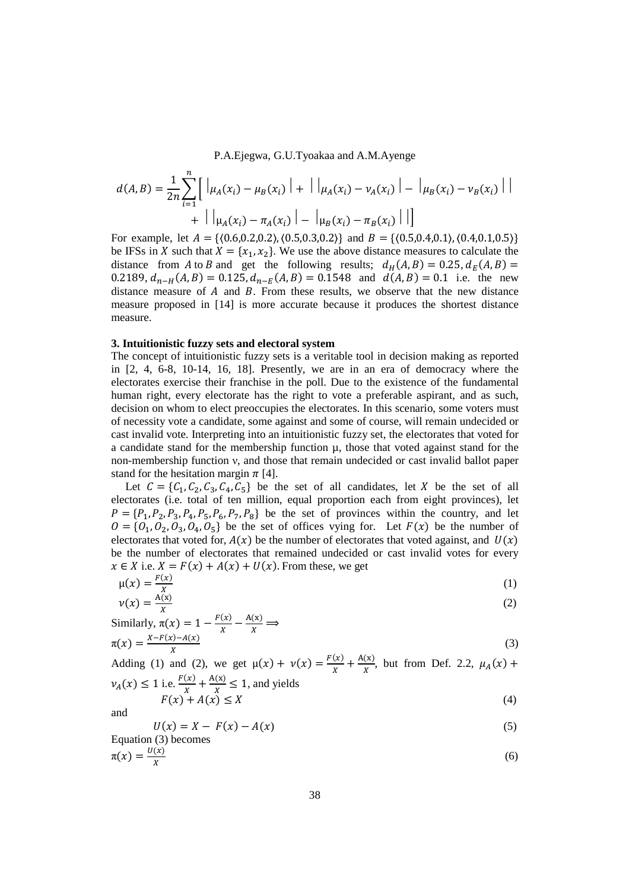$$d(A,B) = \frac{1}{2n}\sum_{i=1}^{n}\Big[\,\big|\mu_A(x_i) - \mu_B(x_i)\big| + \Big|\big|\mu_A(x_i) - \nu_A(x_i)\big| - \big|\mu_B(x_i) - \nu_B(x_i)\big|\Big| + \Big|\big|\mu_A(x_i) - \pi_A(x_i)\big| - \big|\mu_B(x_i) - \pi_B(x_i)\big|\Big|\Big]$$

For example, let $A = \{\langle 0.6,0.2,0.2\rangle, \langle 0.5,0.3,0.2\rangle\}$ and $B = \{\langle 0.5,0.4,0.1\rangle, \langle 0.4,0.1,0.5\rangle\}$ be IFSs in $X$ such that $X = \{x_1, x_2\}$. We use the above distance measures to calculate the distance from $A$ to $B$ and get the following results; $d_H(A,B) = 0.25$, $d_E(A,B) = 0.2189$, $d_{n-H}(A,B) = 0.125$, $d_{n-E}(A,B) = 0.1548$ and $d(A,B) = 0.1$ i.e. the new distance measure of $A$ and $B$. From these results, we observe that the new distance measure proposed in [14] is more accurate because it produces the shortest distance measure.

## 3. Intuitionistic fuzzy sets and electoral system

The concept of intuitionistic fuzzy sets is a veritable tool in decision making as reported in [2, 4, 6-8, 10-14, 16, 18]. Presently, we are in an era of democracy where the electorates exercise their franchise in the poll. Due to the existence of the fundamental human right, every electorate has the right to vote a preferable aspirant, and as such, decision on whom to elect preoccupies the electorates. In this scenario, some voters must of necessity vote a candidate, some against and some of course, will remain undecided or cast invalid vote. Interpreting into an intuitionistic fuzzy set, the electorates that voted for a candidate stand for the membership function μ, those that voted against stand for the non-membership function ν, and those that remain undecided or cast invalid ballot paper stand for the hesitation margin $\pi$ [4].

Let $C = \{C_1, C_2, C_3, C_4, C_5\}$ be the set of all candidates, let $X$ be the set of all electorates (i.e. total of ten million, equal proportion each from eight provinces), let $P = \{P_1, P_2, P_3, P_4, P_5, P_6, P_7, P_8\}$ be the set of provinces within the country, and let $O = \{O_1, O_2, O_3, O_4, O_5\}$ be the set of offices vying for. Let $F(x)$ be the number of electorates that voted for, $A(x)$ be the number of electorates that voted against, and $U(x)$ be the number of electorates that remained undecided or cast invalid votes for every $x \in X$ i.e. $X = F(x) + A(x) + U(x)$. From these, we get

$$\mu(x) = \frac{F(x)}{X} \tag{1}$$

$$\nu(x) = \frac{A(x)}{X} \tag{2}$$

Similarly, $\pi(x) = 1 - \frac{F(x)}{X} - \frac{A(x)}{X} \Longrightarrow$

$$\pi(x) = \frac{X - F(x) - A(x)}{X} \tag{3}$$

Adding (1) and (2), we get $\mu(x) + \nu(x) = \frac{F(x)}{X} + \frac{A(x)}{X}$, but from Def. 2.2, $\mu_A(x) + \nu_A(x) \leq 1$ i.e. $\frac{F(x)}{X} + \frac{A(x)}{X} \leq 1$, and yields

$$F(x) + A(x) \leq X \tag{4}$$

and

$$U(x) = X - F(x) - A(x) \tag{5}$$

Equation (3) becomes

$$\pi(x) = \frac{U(x)}{X} \tag{6}$$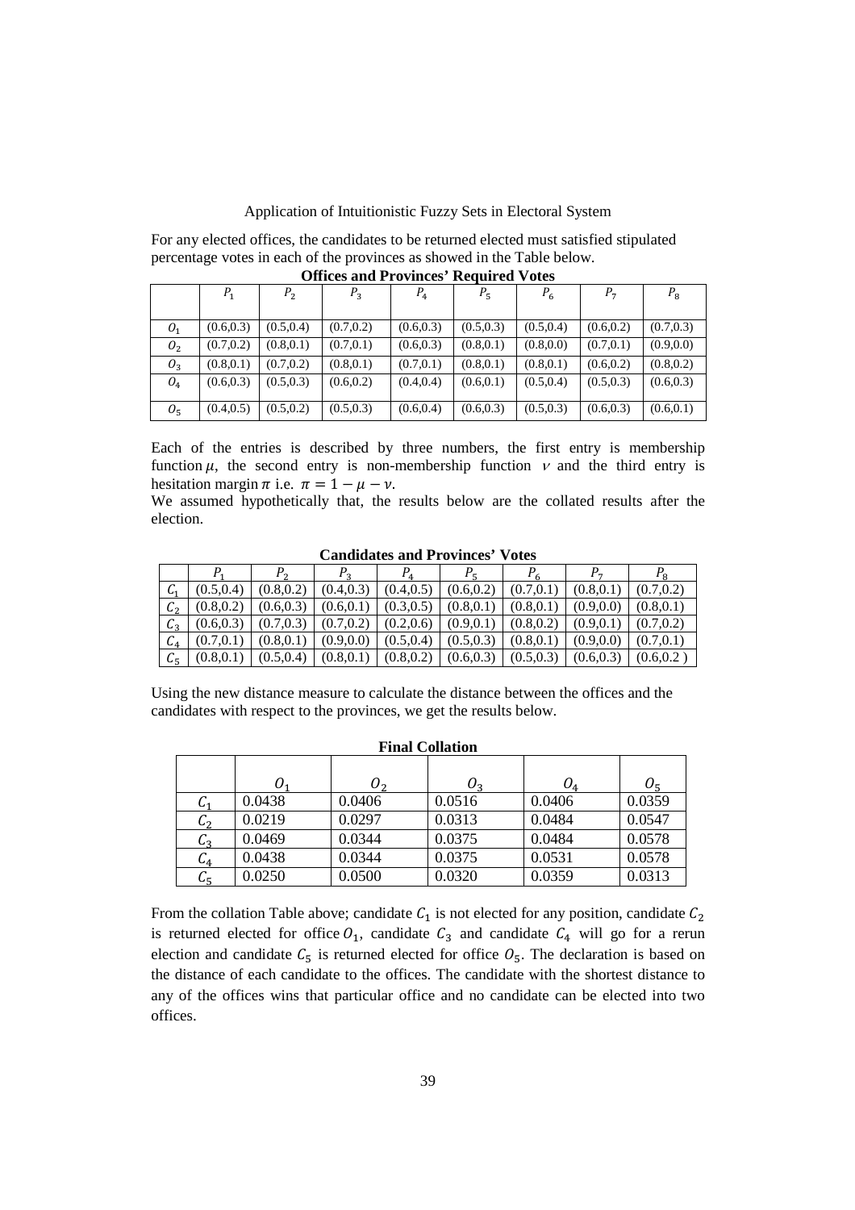For any elected offices, the candidates to be returned elected must satisfied stipulated percentage votes in each of the provinces as showed in the Table below.

**Offices and Provinces' Required Votes**

| | $P_1$ | $P_2$ | $P_3$ | $P_4$ | $P_5$ | $P_6$ | $P_7$ | $P_8$ |
|---|---|---|---|---|---|---|---|---|
| $O_1$ | (0.6,0.3) | (0.5,0.4) | (0.7,0.2) | (0.6,0.3) | (0.5,0.3) | (0.5,0.4) | (0.6,0.2) | (0.7,0.3) |
| $O_2$ | (0.7,0.2) | (0.8,0.1) | (0.7,0.1) | (0.6,0.3) | (0.8,0.1) | (0.8,0.0) | (0.7,0.1) | (0.9,0.0) |
| $O_3$ | (0.8,0.1) | (0.7,0.2) | (0.8,0.1) | (0.7,0.1) | (0.8,0.1) | (0.8,0.1) | (0.6,0.2) | (0.8,0.2) |
| $O_4$ | (0.6,0.3) | (0.5,0.3) | (0.6,0.2) | (0.4,0.4) | (0.6,0.1) | (0.5,0.4) | (0.5,0.3) | (0.6,0.3) |
| $O_5$ | (0.4,0.5) | (0.5,0.2) | (0.5,0.3) | (0.6,0.4) | (0.6,0.3) | (0.5,0.3) | (0.6,0.3) | (0.6,0.1) |

Each of the entries is described by three numbers, the first entry is membership function $\mu$, the second entry is non-membership function $\nu$ and the third entry is hesitation margin $\pi$ i.e. $\pi = 1 - \mu - \nu$.

We assumed hypothetically that, the results below are the collated results after the election.

**Candidates and Provinces' Votes**

| | $P_1$ | $P_2$ | $P_3$ | $P_4$ | $P_5$ | $P_6$ | $P_7$ | $P_8$ |
|---|---|---|---|---|---|---|---|---|
| $C_1$ | (0.5,0.4) | (0.8,0.2) | (0.4,0.3) | (0.4,0.5) | (0.6,0.2) | (0.7,0.1) | (0.8,0.1) | (0.7,0.2) |
| $C_2$ | (0.8,0.2) | (0.6,0.3) | (0.6,0.1) | (0.3,0.5) | (0.8,0.1) | (0.8,0.1) | (0.9,0.0) | (0.8,0.1) |
| $C_3$ | (0.6,0.3) | (0.7,0.3) | (0.7,0.2) | (0.2,0.6) | (0.9,0.1) | (0.8,0.2) | (0.9,0.1) | (0.7,0.2) |
| $C_4$ | (0.7,0.1) | (0.8,0.1) | (0.9,0.0) | (0.5,0.4) | (0.5,0.3) | (0.8,0.1) | (0.9,0.0) | (0.7,0.1) |
| $C_5$ | (0.8,0.1) | (0.5,0.4) | (0.8,0.1) | (0.8,0.2) | (0.6,0.3) | (0.5,0.3) | (0.6,0.3) | (0.6,0.2 ) |

Using the new distance measure to calculate the distance between the offices and the candidates with respect to the provinces, we get the results below.

**Final Collation**

| | $O_1$ | $O_2$ | $O_3$ | $O_4$ | $O_5$ |
|---|---|---|---|---|---|
| $C_1$ | 0.0438 | 0.0406 | 0.0516 | 0.0406 | 0.0359 |
| $C_2$ | 0.0219 | 0.0297 | 0.0313 | 0.0484 | 0.0547 |
| $C_3$ | 0.0469 | 0.0344 | 0.0375 | 0.0484 | 0.0578 |
| $C_4$ | 0.0438 | 0.0344 | 0.0375 | 0.0531 | 0.0578 |
| $C_5$ | 0.0250 | 0.0500 | 0.0320 | 0.0359 | 0.0313 |

From the collation Table above; candidate $C_1$ is not elected for any position, candidate $C_2$ is returned elected for office $O_1$, candidate $C_3$ and candidate $C_4$ will go for a rerun election and candidate $C_5$ is returned elected for office $O_5$. The declaration is based on the distance of each candidate to the offices. The candidate with the shortest distance to any of the offices wins that particular office and no candidate can be elected into two offices.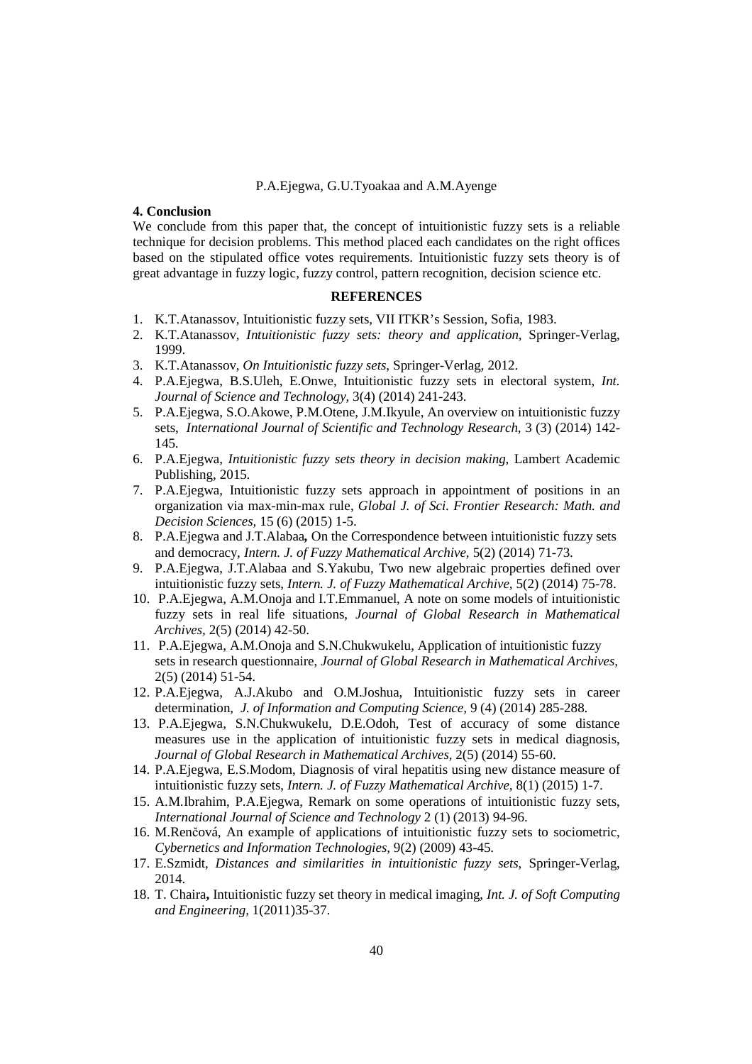## 4. Conclusion

We conclude from this paper that, the concept of intuitionistic fuzzy sets is a reliable technique for decision problems. This method placed each candidates on the right offices based on the stipulated office votes requirements. Intuitionistic fuzzy sets theory is of great advantage in fuzzy logic, fuzzy control, pattern recognition, decision science etc.

## REFERENCES

1. K.T.Atanassov, Intuitionistic fuzzy sets, VII ITKR's Session, Sofia, 1983.
2. K.T.Atanassov, *Intuitionistic fuzzy sets: theory and application*, Springer-Verlag, 1999.
3. K.T.Atanassov, *On Intuitionistic fuzzy sets*, Springer-Verlag, 2012.
4. P.A.Ejegwa, B.S.Uleh, E.Onwe, Intuitionistic fuzzy sets in electoral system, *Int. Journal of Science and Technology,* 3(4) (2014) 241-243.
5. P.A.Ejegwa, S.O.Akowe, P.M.Otene, J.M.Ikyule, An overview on intuitionistic fuzzy sets, *International Journal of Scientific and Technology Research,* 3 (3) (2014) 142-145.
6. P.A.Ejegwa, *Intuitionistic fuzzy sets theory in decision making*, Lambert Academic Publishing, 2015.
7. P.A.Ejegwa, Intuitionistic fuzzy sets approach in appointment of positions in an organization via max-min-max rule, *Global J. of Sci. Frontier Research: Math. and Decision Sciences,* 15 (6) (2015) 1-5.
8. P.A.Ejegwa and J.T.Alabaa**,** On the Correspondence between intuitionistic fuzzy sets and democracy, *Intern. J. of Fuzzy Mathematical Archive,* 5(2) (2014) 71-73.
9. P.A.Ejegwa, J.T.Alabaa and S.Yakubu, Two new algebraic properties defined over intuitionistic fuzzy sets, *Intern. J. of Fuzzy Mathematical Archive,* 5(2) (2014) 75-78.
10. P.A.Ejegwa, A.M.Onoja and I.T.Emmanuel, A note on some models of intuitionistic fuzzy sets in real life situations, *Journal of Global Research in Mathematical Archives,* 2(5) (2014) 42-50.
11. P.A.Ejegwa, A.M.Onoja and S.N.Chukwukelu, Application of intuitionistic fuzzy sets in research questionnaire, *Journal of Global Research in Mathematical Archives,* 2(5) (2014) 51-54.
12. P.A.Ejegwa, A.J.Akubo and O.M.Joshua, Intuitionistic fuzzy sets in career determination, *J. of Information and Computing Science,* 9 (4) (2014) 285-288.
13. P.A.Ejegwa, S.N.Chukwukelu, D.E.Odoh, Test of accuracy of some distance measures use in the application of intuitionistic fuzzy sets in medical diagnosis, *Journal of Global Research in Mathematical Archives,* 2(5) (2014) 55-60.
14. P.A.Ejegwa, E.S.Modom, Diagnosis of viral hepatitis using new distance measure of intuitionistic fuzzy sets, *Intern. J. of Fuzzy Mathematical Archive,* 8(1) (2015) 1-7.
15. A.M.Ibrahim, P.A.Ejegwa, Remark on some operations of intuitionistic fuzzy sets, *International Journal of Science and Technology* 2 (1) (2013) 94-96.
16. M.Renčová, An example of applications of intuitionistic fuzzy sets to sociometric, *Cybernetics and Information Technologies,* 9(2) (2009) 43-45.
17. E.Szmidt, *Distances and similarities in intuitionistic fuzzy sets,* Springer-Verlag, 2014.
18. T. Chaira**,** Intuitionistic fuzzy set theory in medical imaging, *Int. J. of Soft Computing and Engineering,* 1(2011)35-37.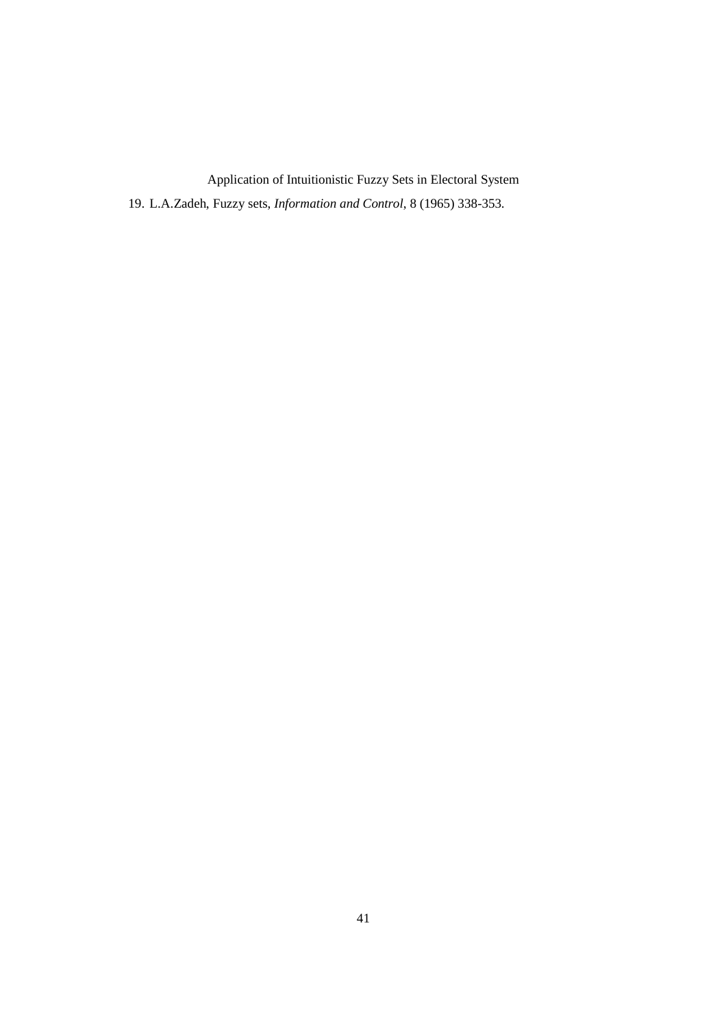19. L.A.Zadeh, Fuzzy sets, *Information and Control*, 8 (1965) 338-353.